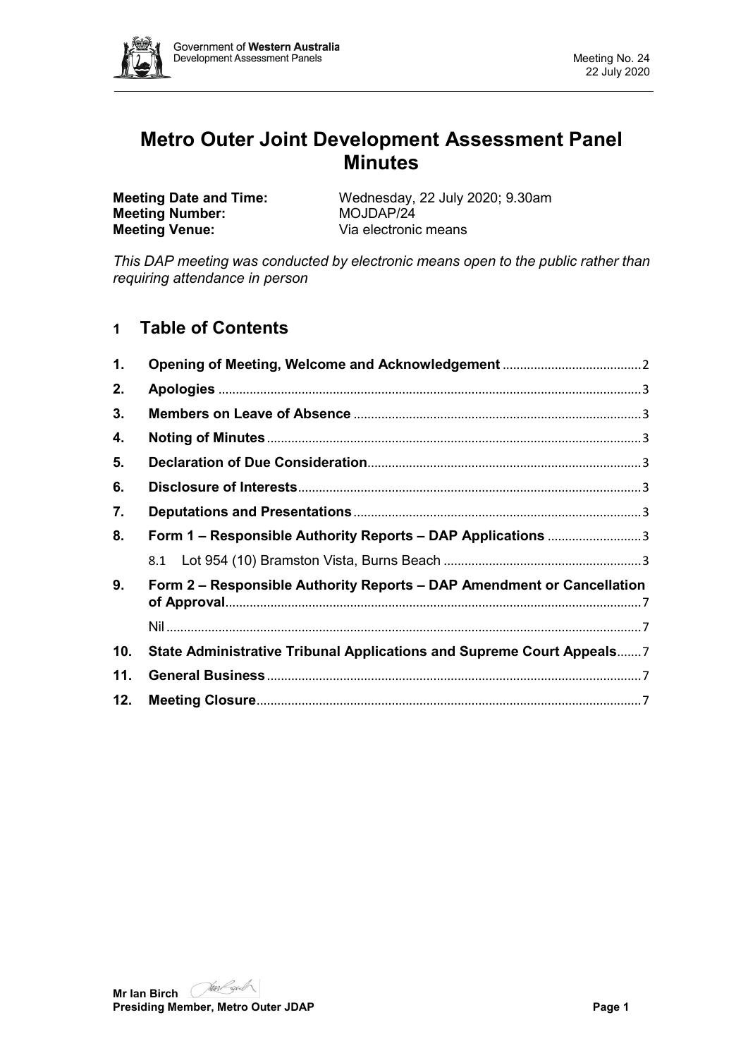# Metro Outer Joint Development Assessment Panel Minutes

**Meeting Date and Time:** Wednesday, 22 July 2020; 9.30am
**Meeting Number:** MOJDAP/24
**Meeting Venue:** Via electronic means

*This DAP meeting was conducted by electronic means open to the public rather than requiring attendance in person*

## 1 Table of Contents

1. **Opening of Meeting, Welcome and Acknowledgement** ........ 2
2. **Apologies** ........ 3
3. **Members on Leave of Absence** ........ 3
4. **Noting of Minutes** ........ 3
5. **Declaration of Due Consideration** ........ 3
6. **Disclosure of Interests** ........ 3
7. **Deputations and Presentations** ........ 3
8. **Form 1 – Responsible Authority Reports – DAP Applications** ........ 3
   - 8.1 Lot 954 (10) Bramston Vista, Burns Beach ........ 3
9. **Form 2 – Responsible Authority Reports – DAP Amendment or Cancellation of Approval** ........ 7
   - Nil ........ 7
10. **State Administrative Tribunal Applications and Supreme Court Appeals** ........ 7
11. **General Business** ........ 7
12. **Meeting Closure** ........ 7

**Mr Ian Birch**
**Presiding Member, Metro Outer JDAP**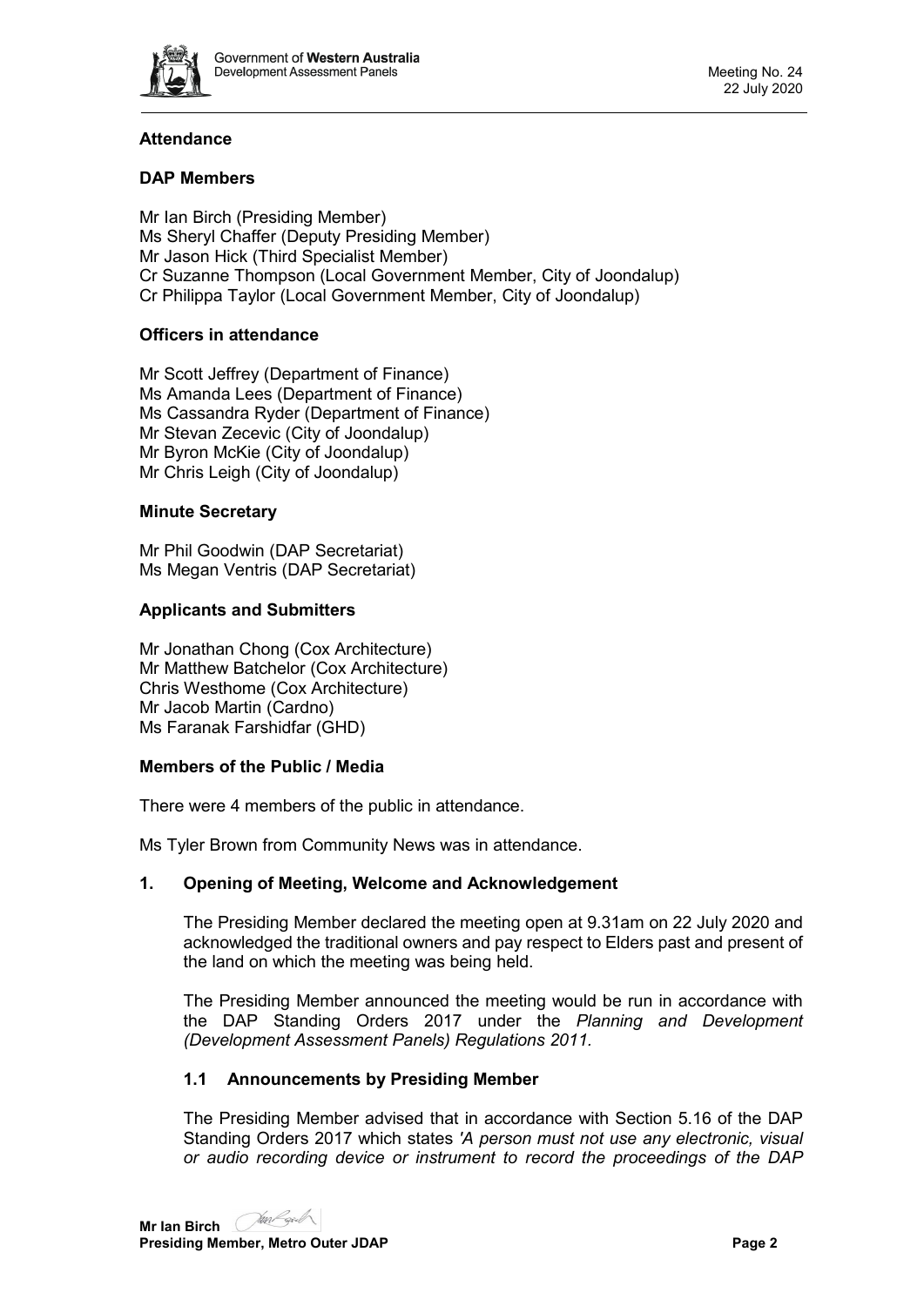## Attendance

### DAP Members

Mr Ian Birch (Presiding Member)
Ms Sheryl Chaffer (Deputy Presiding Member)
Mr Jason Hick (Third Specialist Member)
Cr Suzanne Thompson (Local Government Member, City of Joondalup)
Cr Philippa Taylor (Local Government Member, City of Joondalup)

### Officers in attendance

Mr Scott Jeffrey (Department of Finance)
Ms Amanda Lees (Department of Finance)
Ms Cassandra Ryder (Department of Finance)
Mr Stevan Zecevic (City of Joondalup)
Mr Byron McKie (City of Joondalup)
Mr Chris Leigh (City of Joondalup)

### Minute Secretary

Mr Phil Goodwin (DAP Secretariat)
Ms Megan Ventris (DAP Secretariat)

### Applicants and Submitters

Mr Jonathan Chong (Cox Architecture)
Mr Matthew Batchelor (Cox Architecture)
Chris Westhome (Cox Architecture)
Mr Jacob Martin (Cardno)
Ms Faranak Farshidfar (GHD)

### Members of the Public / Media

There were 4 members of the public in attendance.

Ms Tyler Brown from Community News was in attendance.

## 1. Opening of Meeting, Welcome and Acknowledgement

The Presiding Member declared the meeting open at 9.31am on 22 July 2020 and acknowledged the traditional owners and pay respect to Elders past and present of the land on which the meeting was being held.

The Presiding Member announced the meeting would be run in accordance with the DAP Standing Orders 2017 under the *Planning and Development (Development Assessment Panels) Regulations 2011.*

### 1.1 Announcements by Presiding Member

The Presiding Member advised that in accordance with Section 5.16 of the DAP Standing Orders 2017 which states *'A person must not use any electronic, visual or audio recording device or instrument to record the proceedings of the DAP*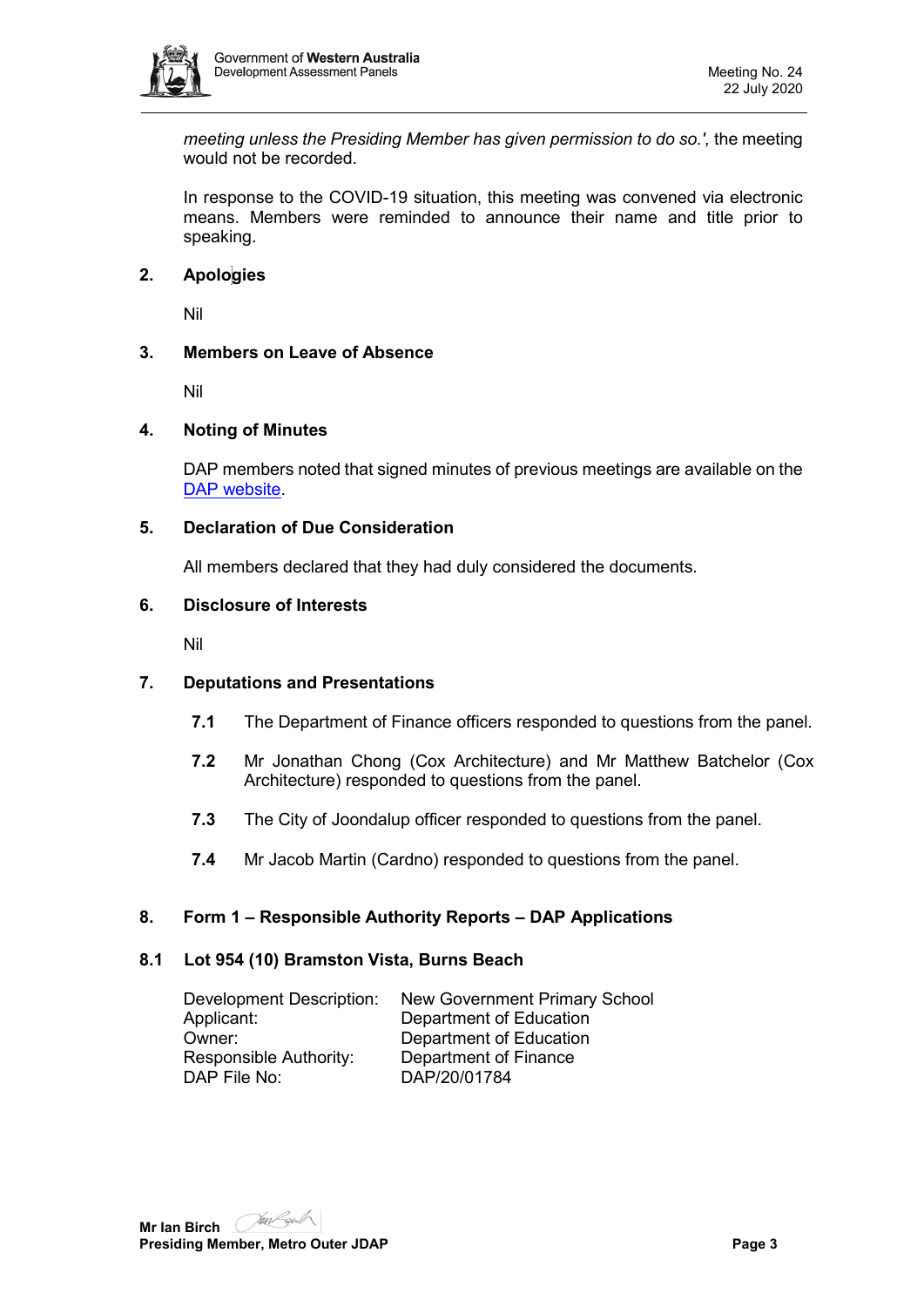*meeting unless the Presiding Member has given permission to do so.',* the meeting would not be recorded.

In response to the COVID-19 situation, this meeting was convened via electronic means. Members were reminded to announce their name and title prior to speaking.

## 2. Apologies

Nil

## 3. Members on Leave of Absence

Nil

## 4. Noting of Minutes

DAP members noted that signed minutes of previous meetings are available on the [DAP website](DAP website).

## 5. Declaration of Due Consideration

All members declared that they had duly considered the documents.

## 6. Disclosure of Interests

Nil

## 7. Deputations and Presentations

**7.1** The Department of Finance officers responded to questions from the panel.

**7.2** Mr Jonathan Chong (Cox Architecture) and Mr Matthew Batchelor (Cox Architecture) responded to questions from the panel.

**7.3** The City of Joondalup officer responded to questions from the panel.

**7.4** Mr Jacob Martin (Cardno) responded to questions from the panel.

## 8. Form 1 – Responsible Authority Reports – DAP Applications

### 8.1 Lot 954 (10) Bramston Vista, Burns Beach

| | |
|---|---|
| Development Description: | New Government Primary School |
| Applicant: | Department of Education |
| Owner: | Department of Education |
| Responsible Authority: | Department of Finance |
| DAP File No: | DAP/20/01784 |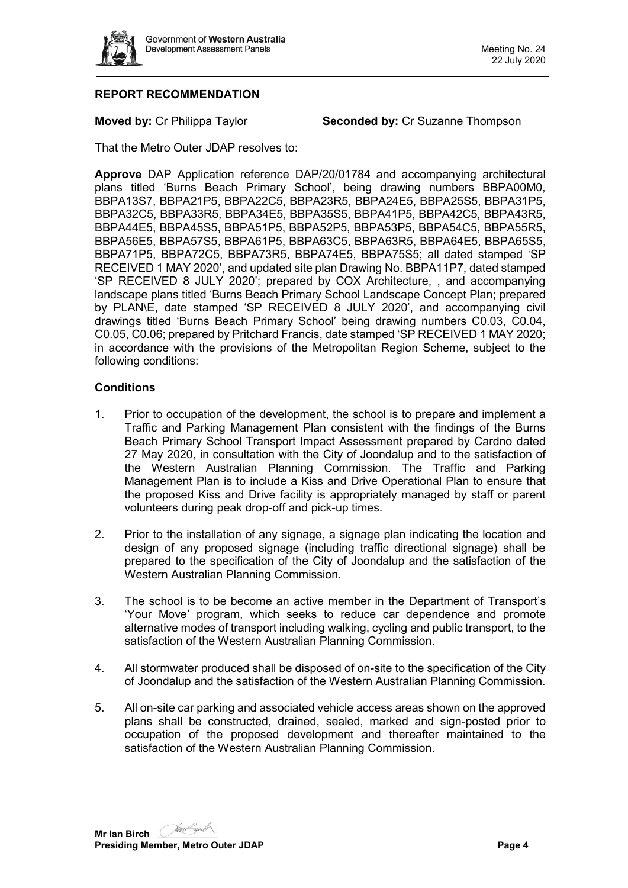## REPORT RECOMMENDATION

**Moved by:** Cr Philippa Taylor **Seconded by:** Cr Suzanne Thompson

That the Metro Outer JDAP resolves to:

**Approve** DAP Application reference DAP/20/01784 and accompanying architectural plans titled 'Burns Beach Primary School', being drawing numbers BBPA00M0, BBPA13S7, BBPA21P5, BBPA22C5, BBPA23R5, BBPA24E5, BBPA25S5, BBPA31P5, BBPA32C5, BBPA33R5, BBPA34E5, BBPA35S5, BBPA41P5, BBPA42C5, BBPA43R5, BBPA44E5, BBPA45S5, BBPA51P5, BBPA52P5, BBPA53P5, BBPA54C5, BBPA55R5, BBPA56E5, BBPA57S5, BBPA61P5, BBPA63C5, BBPA63R5, BBPA64E5, BBPA65S5, BBPA71P5, BBPA72C5, BBPA73R5, BBPA74E5, BBPA75S5; all dated stamped 'SP RECEIVED 1 MAY 2020', and updated site plan Drawing No. BBPA11P7, dated stamped 'SP RECEIVED 8 JULY 2020'; prepared by COX Architecture, , and accompanying landscape plans titled 'Burns Beach Primary School Landscape Concept Plan; prepared by PLAN\E, date stamped 'SP RECEIVED 8 JULY 2020', and accompanying civil drawings titled 'Burns Beach Primary School' being drawing numbers C0.03, C0.04, C0.05, C0.06; prepared by Pritchard Francis, date stamped 'SP RECEIVED 1 MAY 2020; in accordance with the provisions of the Metropolitan Region Scheme, subject to the following conditions:

### Conditions

1. Prior to occupation of the development, the school is to prepare and implement a Traffic and Parking Management Plan consistent with the findings of the Burns Beach Primary School Transport Impact Assessment prepared by Cardno dated 27 May 2020, in consultation with the City of Joondalup and to the satisfaction of the Western Australian Planning Commission. The Traffic and Parking Management Plan is to include a Kiss and Drive Operational Plan to ensure that the proposed Kiss and Drive facility is appropriately managed by staff or parent volunteers during peak drop-off and pick-up times.

2. Prior to the installation of any signage, a signage plan indicating the location and design of any proposed signage (including traffic directional signage) shall be prepared to the specification of the City of Joondalup and the satisfaction of the Western Australian Planning Commission.

3. The school is to be become an active member in the Department of Transport's 'Your Move' program, which seeks to reduce car dependence and promote alternative modes of transport including walking, cycling and public transport, to the satisfaction of the Western Australian Planning Commission.

4. All stormwater produced shall be disposed of on-site to the specification of the City of Joondalup and the satisfaction of the Western Australian Planning Commission.

5. All on-site car parking and associated vehicle access areas shown on the approved plans shall be constructed, drained, sealed, marked and sign-posted prior to occupation of the proposed development and thereafter maintained to the satisfaction of the Western Australian Planning Commission.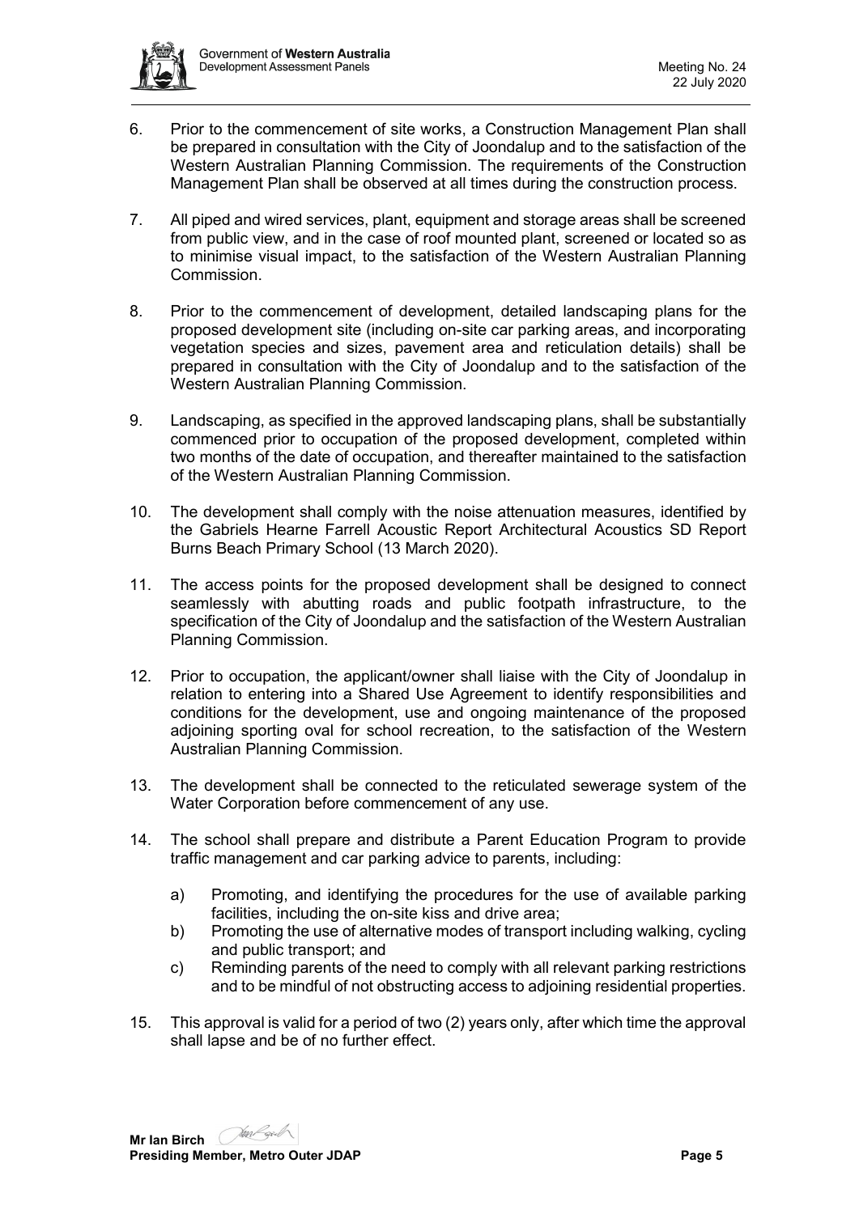6. Prior to the commencement of site works, a Construction Management Plan shall be prepared in consultation with the City of Joondalup and to the satisfaction of the Western Australian Planning Commission. The requirements of the Construction Management Plan shall be observed at all times during the construction process.

7. All piped and wired services, plant, equipment and storage areas shall be screened from public view, and in the case of roof mounted plant, screened or located so as to minimise visual impact, to the satisfaction of the Western Australian Planning Commission.

8. Prior to the commencement of development, detailed landscaping plans for the proposed development site (including on-site car parking areas, and incorporating vegetation species and sizes, pavement area and reticulation details) shall be prepared in consultation with the City of Joondalup and to the satisfaction of the Western Australian Planning Commission.

9. Landscaping, as specified in the approved landscaping plans, shall be substantially commenced prior to occupation of the proposed development, completed within two months of the date of occupation, and thereafter maintained to the satisfaction of the Western Australian Planning Commission.

10. The development shall comply with the noise attenuation measures, identified by the Gabriels Hearne Farrell Acoustic Report Architectural Acoustics SD Report Burns Beach Primary School (13 March 2020).

11. The access points for the proposed development shall be designed to connect seamlessly with abutting roads and public footpath infrastructure, to the specification of the City of Joondalup and the satisfaction of the Western Australian Planning Commission.

12. Prior to occupation, the applicant/owner shall liaise with the City of Joondalup in relation to entering into a Shared Use Agreement to identify responsibilities and conditions for the development, use and ongoing maintenance of the proposed adjoining sporting oval for school recreation, to the satisfaction of the Western Australian Planning Commission.

13. The development shall be connected to the reticulated sewerage system of the Water Corporation before commencement of any use.

14. The school shall prepare and distribute a Parent Education Program to provide traffic management and car parking advice to parents, including:

    a) Promoting, and identifying the procedures for the use of available parking facilities, including the on-site kiss and drive area;
    b) Promoting the use of alternative modes of transport including walking, cycling and public transport; and
    c) Reminding parents of the need to comply with all relevant parking restrictions and to be mindful of not obstructing access to adjoining residential properties.

15. This approval is valid for a period of two (2) years only, after which time the approval shall lapse and be of no further effect.

**Mr Ian Birch**
**Presiding Member, Metro Outer JDAP**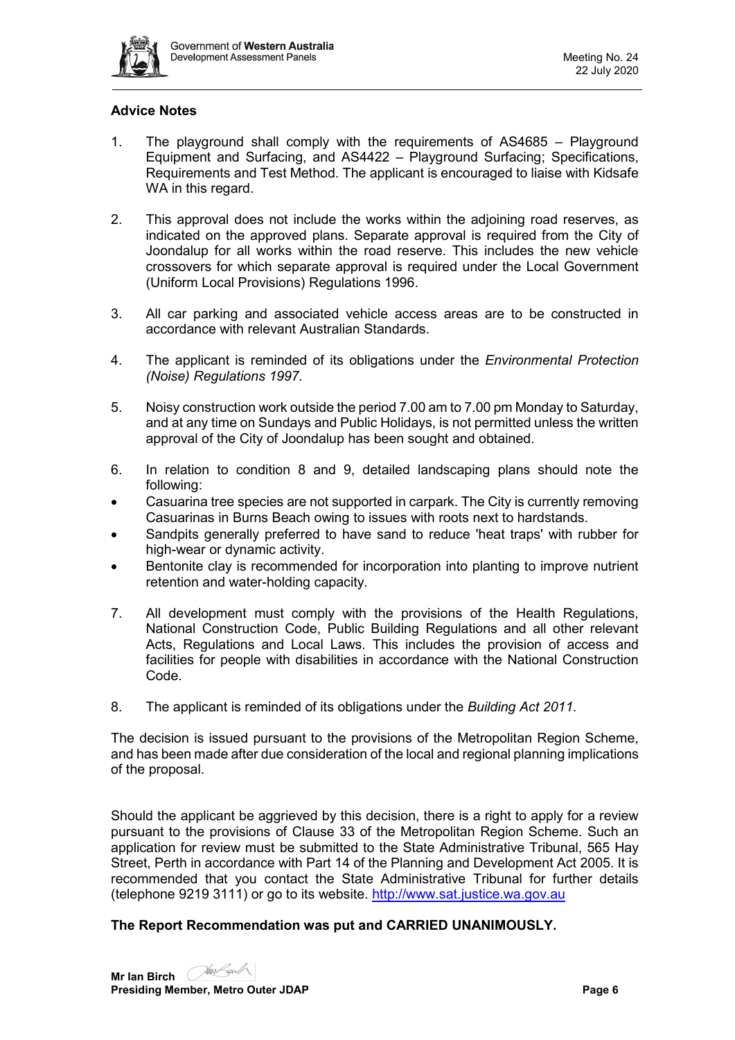**Advice Notes**

1. The playground shall comply with the requirements of AS4685 – Playground Equipment and Surfacing, and AS4422 – Playground Surfacing; Specifications, Requirements and Test Method. The applicant is encouraged to liaise with Kidsafe WA in this regard.

2. This approval does not include the works within the adjoining road reserves, as indicated on the approved plans. Separate approval is required from the City of Joondalup for all works within the road reserve. This includes the new vehicle crossovers for which separate approval is required under the Local Government (Uniform Local Provisions) Regulations 1996.

3. All car parking and associated vehicle access areas are to be constructed in accordance with relevant Australian Standards.

4. The applicant is reminded of its obligations under the *Environmental Protection (Noise) Regulations 1997.*

5. Noisy construction work outside the period 7.00 am to 7.00 pm Monday to Saturday, and at any time on Sundays and Public Holidays, is not permitted unless the written approval of the City of Joondalup has been sought and obtained.

6. In relation to condition 8 and 9, detailed landscaping plans should note the following:
   - Casuarina tree species are not supported in carpark. The City is currently removing Casuarinas in Burns Beach owing to issues with roots next to hardstands.
   - Sandpits generally preferred to have sand to reduce 'heat traps' with rubber for high-wear or dynamic activity.
   - Bentonite clay is recommended for incorporation into planting to improve nutrient retention and water-holding capacity.

7. All development must comply with the provisions of the Health Regulations, National Construction Code, Public Building Regulations and all other relevant Acts, Regulations and Local Laws. This includes the provision of access and facilities for people with disabilities in accordance with the National Construction Code.

8. The applicant is reminded of its obligations under the *Building Act 2011.*

The decision is issued pursuant to the provisions of the Metropolitan Region Scheme, and has been made after due consideration of the local and regional planning implications of the proposal.

Should the applicant be aggrieved by this decision, there is a right to apply for a review pursuant to the provisions of Clause 33 of the Metropolitan Region Scheme. Such an application for review must be submitted to the State Administrative Tribunal, 565 Hay Street, Perth in accordance with Part 14 of the Planning and Development Act 2005. It is recommended that you contact the State Administrative Tribunal for further details (telephone 9219 3111) or go to its website. http://www.sat.justice.wa.gov.au

**The Report Recommendation was put and CARRIED UNANIMOUSLY.**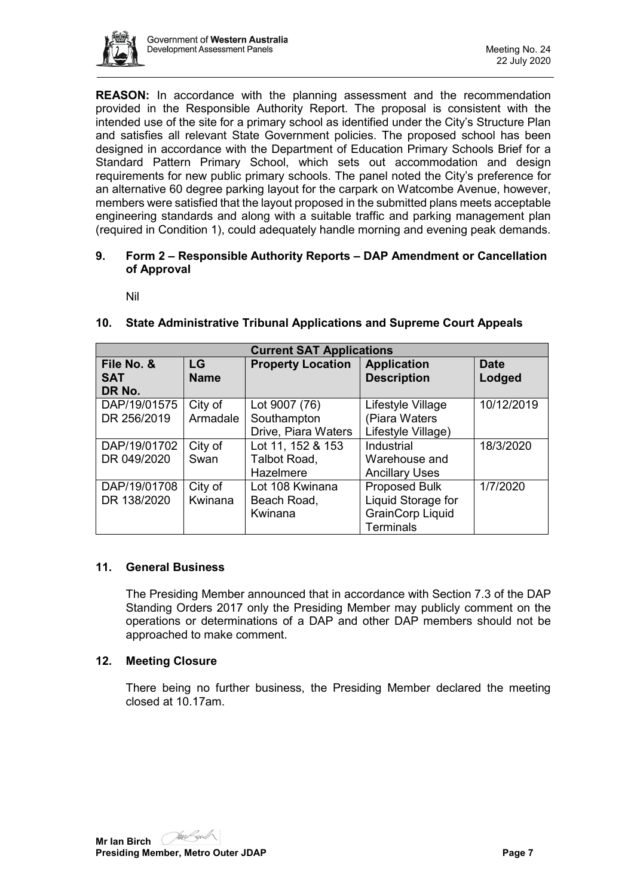**REASON:** In accordance with the planning assessment and the recommendation provided in the Responsible Authority Report. The proposal is consistent with the intended use of the site for a primary school as identified under the City's Structure Plan and satisfies all relevant State Government policies. The proposed school has been designed in accordance with the Department of Education Primary Schools Brief for a Standard Pattern Primary School, which sets out accommodation and design requirements for new public primary schools. The panel noted the City's preference for an alternative 60 degree parking layout for the carpark on Watcombe Avenue, however, members were satisfied that the layout proposed in the submitted plans meets acceptable engineering standards and along with a suitable traffic and parking management plan (required in Condition 1), could adequately handle morning and evening peak demands.

## 9. Form 2 – Responsible Authority Reports – DAP Amendment or Cancellation of Approval

Nil

## 10. State Administrative Tribunal Applications and Supreme Court Appeals

| Current SAT Applications | | | | |
|---|---|---|---|---|
| **File No. & SAT DR No.** | **LG Name** | **Property Location** | **Application Description** | **Date Lodged** |
| DAP/19/01575 DR 256/2019 | City of Armadale | Lot 9007 (76) Southampton Drive, Piara Waters | Lifestyle Village (Piara Waters Lifestyle Village) | 10/12/2019 |
| DAP/19/01702 DR 049/2020 | City of Swan | Lot 11, 152 & 153 Talbot Road, Hazelmere | Industrial Warehouse and Ancillary Uses | 18/3/2020 |
| DAP/19/01708 DR 138/2020 | City of Kwinana | Lot 108 Kwinana Beach Road, Kwinana | Proposed Bulk Liquid Storage for GrainCorp Liquid Terminals | 1/7/2020 |

## 11. General Business

The Presiding Member announced that in accordance with Section 7.3 of the DAP Standing Orders 2017 only the Presiding Member may publicly comment on the operations or determinations of a DAP and other DAP members should not be approached to make comment.

## 12. Meeting Closure

There being no further business, the Presiding Member declared the meeting closed at 10.17am.